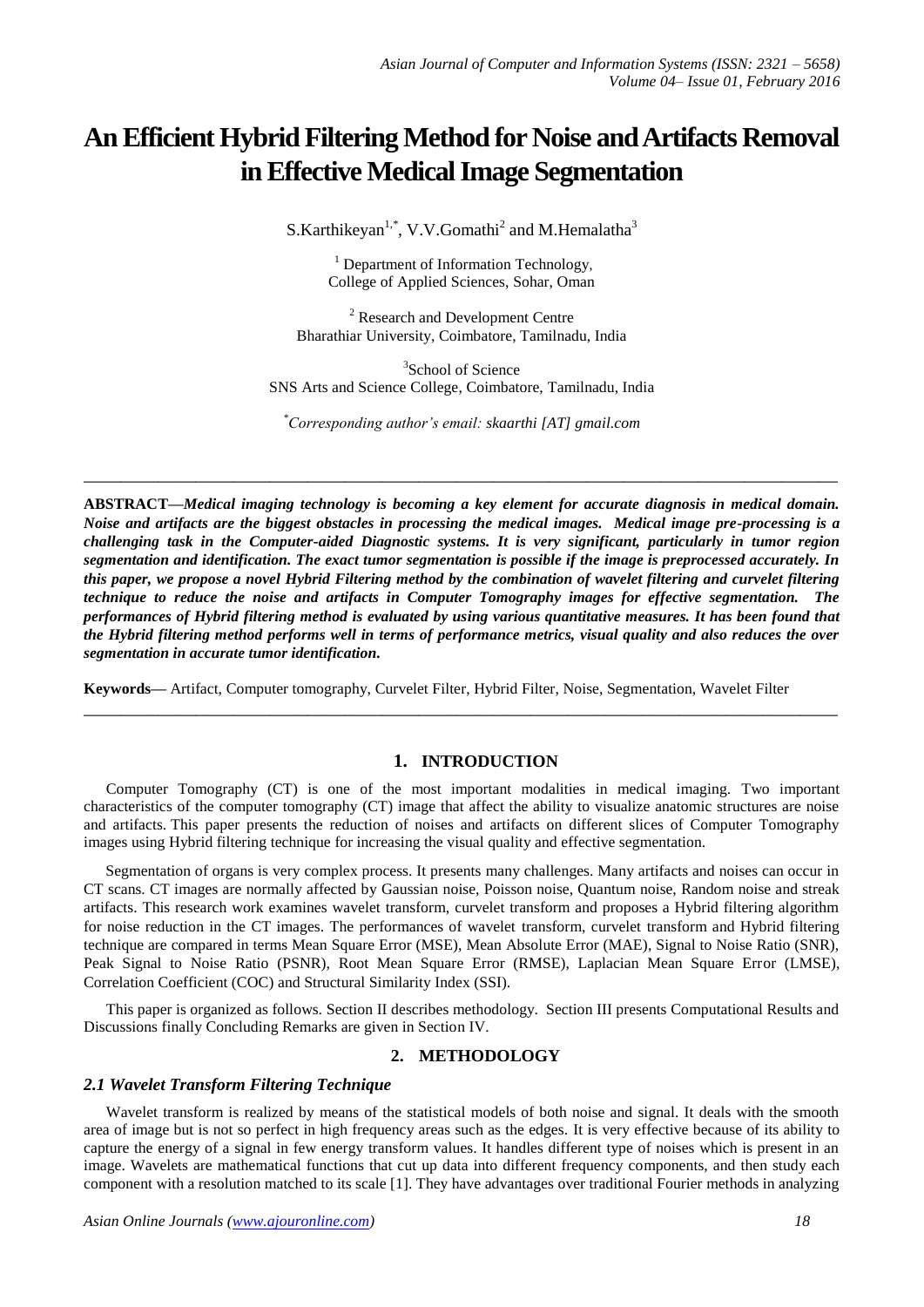# An Efficient Hybrid Filtering Method for Noise and Artifacts Removal in Effective Medical Image Segmentation

S.Karthikeyan[1,*], V.V.Gomathi[2] and M.Hemalatha[3]

[1] Department of Information Technology, College of Applied Sciences, Sohar, Oman

[2] Research and Development Centre Bharathiar University, Coimbatore, Tamilnadu, India

[3] School of Science SNS Arts and Science College, Coimbatore, Tamilnadu, India

[*] *Corresponding author's email: skaarthi [AT] gmail.com*

---

**ABSTRACT—*Medical imaging technology is becoming a key element for accurate diagnosis in medical domain. Noise and artifacts are the biggest obstacles in processing the medical images. Medical image pre-processing is a challenging task in the Computer-aided Diagnostic systems. It is very significant, particularly in tumor region segmentation and identification. The exact tumor segmentation is possible if the image is preprocessed accurately. In this paper, we propose a novel Hybrid Filtering method by the combination of wavelet filtering and curvelet filtering technique to reduce the noise and artifacts in Computer Tomography images for effective segmentation. The performances of Hybrid filtering method is evaluated by using various quantitative measures. It has been found that the Hybrid filtering method performs well in terms of performance metrics, visual quality and also reduces the over segmentation in accurate tumor identification.***

**Keywords—** Artifact, Computer tomography, Curvelet Filter, Hybrid Filter, Noise, Segmentation, Wavelet Filter

---

## 1. INTRODUCTION

Computer Tomography (CT) is one of the most important modalities in medical imaging. Two important characteristics of the computer tomography (CT) image that affect the ability to visualize anatomic structures are noise and artifacts. This paper presents the reduction of noises and artifacts on different slices of Computer Tomography images using Hybrid filtering technique for increasing the visual quality and effective segmentation.

Segmentation of organs is very complex process. It presents many challenges. Many artifacts and noises can occur in CT scans. CT images are normally affected by Gaussian noise, Poisson noise, Quantum noise, Random noise and streak artifacts. This research work examines wavelet transform, curvelet transform and proposes a Hybrid filtering algorithm for noise reduction in the CT images. The performances of wavelet transform, curvelet transform and Hybrid filtering technique are compared in terms Mean Square Error (MSE), Mean Absolute Error (MAE), Signal to Noise Ratio (SNR), Peak Signal to Noise Ratio (PSNR), Root Mean Square Error (RMSE), Laplacian Mean Square Error (LMSE), Correlation Coefficient (COC) and Structural Similarity Index (SSI).

This paper is organized as follows. Section II describes methodology. Section III presents Computational Results and Discussions finally Concluding Remarks are given in Section IV.

## 2. METHODOLOGY

### *2.1 Wavelet Transform Filtering Technique*

Wavelet transform is realized by means of the statistical models of both noise and signal. It deals with the smooth area of image but is not so perfect in high frequency areas such as the edges. It is very effective because of its ability to capture the energy of a signal in few energy transform values. It handles different type of noises which is present in an image. Wavelets are mathematical functions that cut up data into different frequency components, and then study each component with a resolution matched to its scale [1]. They have advantages over traditional Fourier methods in analyzing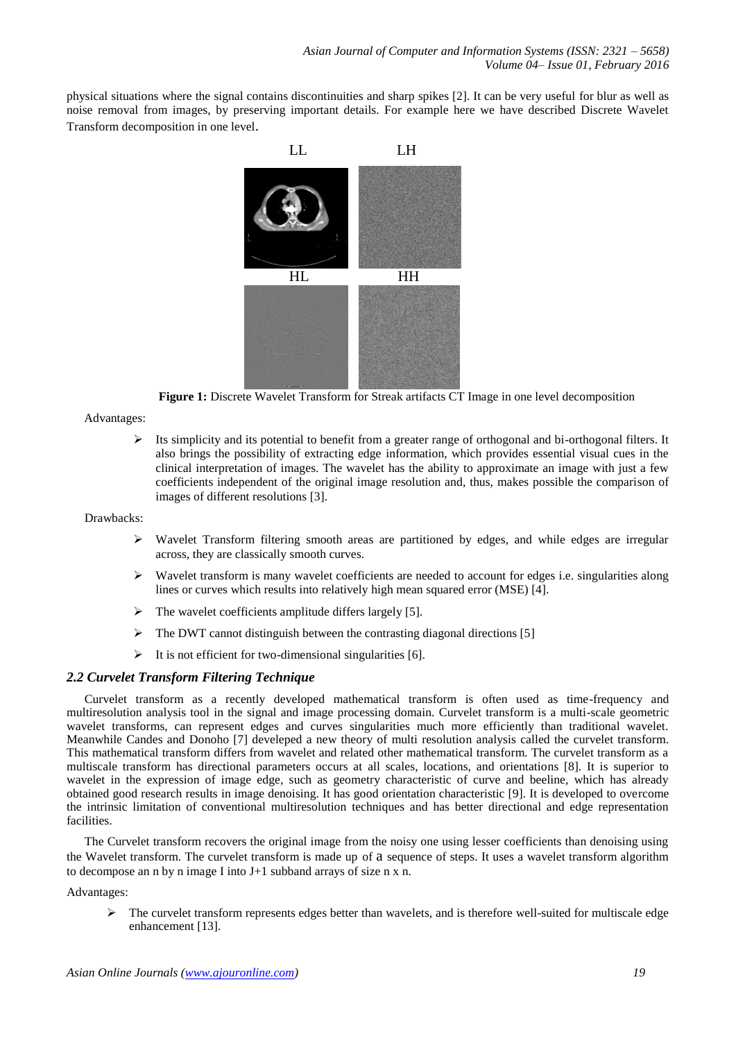physical situations where the signal contains discontinuities and sharp spikes [2]. It can be very useful for blur as well as noise removal from images, by preserving important details. For example here we have described Discrete Wavelet Transform decomposition in one level.

LL LH

HL HH

**Figure 1:** Discrete Wavelet Transform for Streak artifacts CT Image in one level decomposition

Advantages:

- Its simplicity and its potential to benefit from a greater range of orthogonal and bi-orthogonal filters. It also brings the possibility of extracting edge information, which provides essential visual cues in the clinical interpretation of images. The wavelet has the ability to approximate an image with just a few coefficients independent of the original image resolution and, thus, makes possible the comparison of images of different resolutions [3].

Drawbacks:

- Wavelet Transform filtering smooth areas are partitioned by edges, and while edges are irregular across, they are classically smooth curves.
- Wavelet transform is many wavelet coefficients are needed to account for edges i.e. singularities along lines or curves which results into relatively high mean squared error (MSE) [4].
- The wavelet coefficients amplitude differs largely [5].
- The DWT cannot distinguish between the contrasting diagonal directions [5]
- It is not efficient for two-dimensional singularities [6].

### *2.2 Curvelet Transform Filtering Technique*

Curvelet transform as a recently developed mathematical transform is often used as time-frequency and multiresolution analysis tool in the signal and image processing domain. Curvelet transform is a multi-scale geometric wavelet transforms, can represent edges and curves singularities much more efficiently than traditional wavelet. Meanwhile Candes and Donoho [7] develeped a new theory of multi resolution analysis called the curvelet transform. This mathematical transform differs from wavelet and related other mathematical transform. The curvelet transform as a multiscale transform has directional parameters occurs at all scales, locations, and orientations [8]. It is superior to wavelet in the expression of image edge, such as geometry characteristic of curve and beeline, which has already obtained good research results in image denoising. It has good orientation characteristic [9]. It is developed to overcome the intrinsic limitation of conventional multiresolution techniques and has better directional and edge representation facilities.

The Curvelet transform recovers the original image from the noisy one using lesser coefficients than denoising using the Wavelet transform. The curvelet transform is made up of a sequence of steps. It uses a wavelet transform algorithm to decompose an n by n image I into J+1 subband arrays of size n x n.

Advantages:

- The curvelet transform represents edges better than wavelets, and is therefore well-suited for multiscale edge enhancement [13].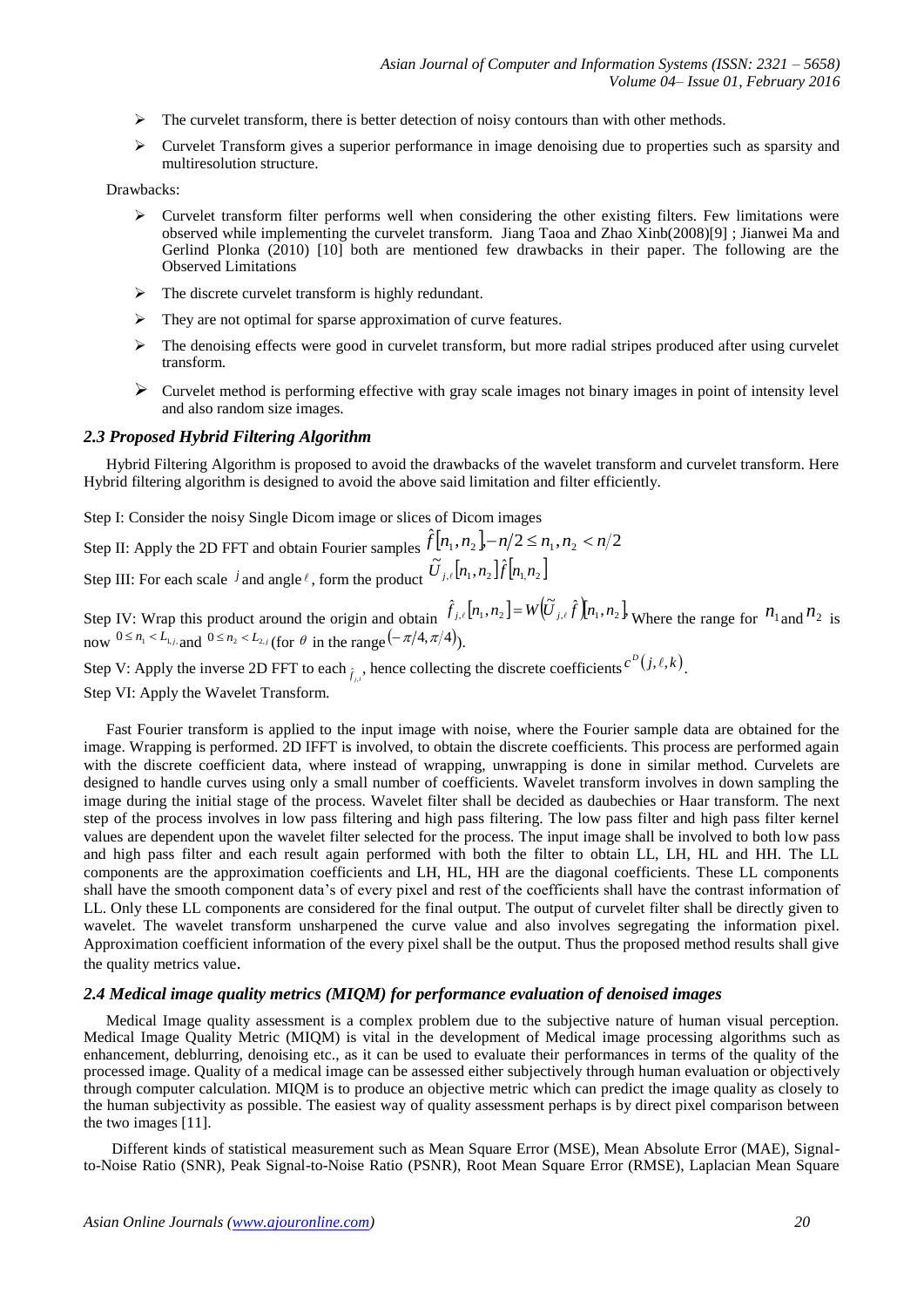- The curvelet transform, there is better detection of noisy contours than with other methods.
- Curvelet Transform gives a superior performance in image denoising due to properties such as sparsity and multiresolution structure.

Drawbacks:

- Curvelet transform filter performs well when considering the other existing filters. Few limitations were observed while implementing the curvelet transform. Jiang Taoa and Zhao Xinb(2008)[9] ; Jianwei Ma and Gerlind Plonka (2010) [10] both are mentioned few drawbacks in their paper. The following are the Observed Limitations
- The discrete curvelet transform is highly redundant.
- They are not optimal for sparse approximation of curve features.
- The denoising effects were good in curvelet transform, but more radial stripes produced after using curvelet transform.
- Curvelet method is performing effective with gray scale images not binary images in point of intensity level and also random size images.

### *2.3 Proposed Hybrid Filtering Algorithm*

Hybrid Filtering Algorithm is proposed to avoid the drawbacks of the wavelet transform and curvelet transform. Here Hybrid filtering algorithm is designed to avoid the above said limitation and filter efficiently.

Step I: Consider the noisy Single Dicom image or slices of Dicom images

Step II: Apply the 2D FFT and obtain Fourier samples $\hat{f}[n_1, n_2], -n/2 \le n_1, n_2 < n/2$

Step III: For each scale $j$ and angle $\ell$, form the product $\tilde{U}_{j,\ell}[n_1, n_2]\hat{f}[n_1, n_2]$

Step IV: Wrap this product around the origin and obtain $\hat{f}_{j,\ell}[n_1, n_2] = W(\tilde{U}_{j,\ell}\hat{f})[n_1, n_2]$, Where the range for $n_1$ and $n_2$ is now $0 \le n_1 < L_{1,j}$, and $0 \le n_2 < L_{2,j}$ (for $\theta$ in the range $(-\pi/4, \pi/4)$).

Step V: Apply the inverse 2D FFT to each $\hat{f}_{j,l}$, hence collecting the discrete coefficients $c^D(j, \ell, k)$.

Step VI: Apply the Wavelet Transform.

Fast Fourier transform is applied to the input image with noise, where the Fourier sample data are obtained for the image. Wrapping is performed. 2D IFFT is involved, to obtain the discrete coefficients. This process are performed again with the discrete coefficient data, where instead of wrapping, unwrapping is done in similar method. Curvelets are designed to handle curves using only a small number of coefficients. Wavelet transform involves in down sampling the image during the initial stage of the process. Wavelet filter shall be decided as daubechies or Haar transform. The next step of the process involves in low pass filtering and high pass filtering. The low pass filter and high pass filter kernel values are dependent upon the wavelet filter selected for the process. The input image shall be involved to both low pass and high pass filter and each result again performed with both the filter to obtain LL, LH, HL and HH. The LL components are the approximation coefficients and LH, HL, HH are the diagonal coefficients. These LL components shall have the smooth component data's of every pixel and rest of the coefficients shall have the contrast information of LL. Only these LL components are considered for the final output. The output of curvelet filter shall be directly given to wavelet. The wavelet transform unsharpened the curve value and also involves segregating the information pixel. Approximation coefficient information of the every pixel shall be the output. Thus the proposed method results shall give the quality metrics value.

### *2.4 Medical image quality metrics (MIQM) for performance evaluation of denoised images*

Medical Image quality assessment is a complex problem due to the subjective nature of human visual perception. Medical Image Quality Metric (MIQM) is vital in the development of Medical image processing algorithms such as enhancement, deblurring, denoising etc., as it can be used to evaluate their performances in terms of the quality of the processed image. Quality of a medical image can be assessed either subjectively through human evaluation or objectively through computer calculation. MIQM is to produce an objective metric which can predict the image quality as closely to the human subjectivity as possible. The easiest way of quality assessment perhaps is by direct pixel comparison between the two images [11].

Different kinds of statistical measurement such as Mean Square Error (MSE), Mean Absolute Error (MAE), Signal-to-Noise Ratio (SNR), Peak Signal-to-Noise Ratio (PSNR), Root Mean Square Error (RMSE), Laplacian Mean Square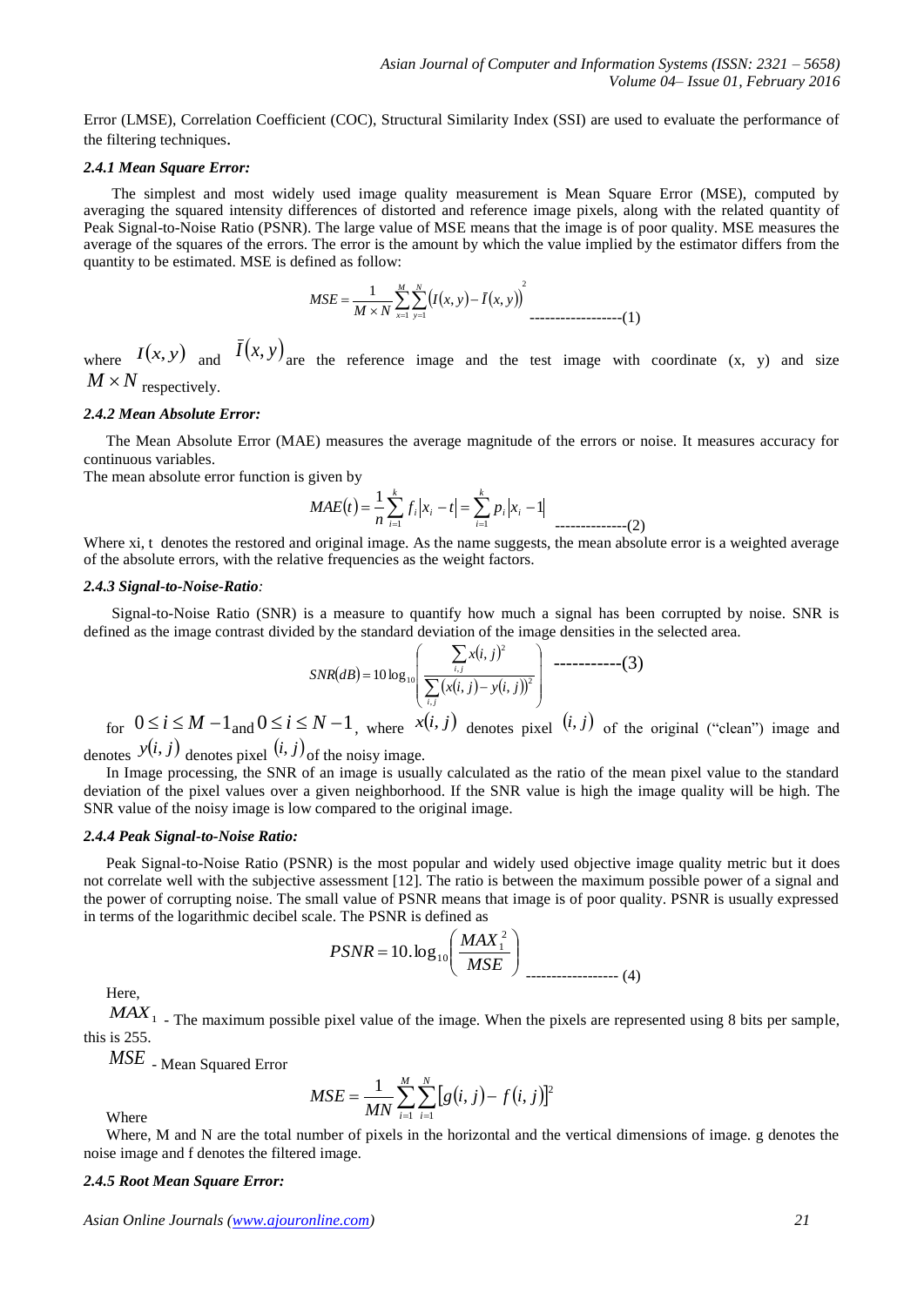Error (LMSE), Correlation Coefficient (COC), Structural Similarity Index (SSI) are used to evaluate the performance of the filtering techniques.

#### *2.4.1 Mean Square Error:*

The simplest and most widely used image quality measurement is Mean Square Error (MSE), computed by averaging the squared intensity differences of distorted and reference image pixels, along with the related quantity of Peak Signal-to-Noise Ratio (PSNR). The large value of MSE means that the image is of poor quality. MSE measures the average of the squares of the errors. The error is the amount by which the value implied by the estimator differs from the quantity to be estimated. MSE is defined as follow:

$$MSE = \frac{1}{M \times N} \sum_{x=1}^{M} \sum_{y=1}^{N} \left( I(x,y) - \bar{I}(x,y) \right)^2 \quad \text{------------------(1)}$$

where $I(x,y)$ and $\bar{I}(x,y)$ are the reference image and the test image with coordinate (x, y) and size $M \times N$ respectively.

#### *2.4.2 Mean Absolute Error:*

The Mean Absolute Error (MAE) measures the average magnitude of the errors or noise. It measures accuracy for continuous variables.

The mean absolute error function is given by

$$MAE(t) = \frac{1}{n} \sum_{i=1}^{k} f_i |x_i - t| = \sum_{i=1}^{k} p_i |x_i - 1| \quad \text{--------------(2)}$$

Where xi, t denotes the restored and original image. As the name suggests, the mean absolute error is a weighted average of the absolute errors, with the relative frequencies as the weight factors.

#### *2.4.3 Signal-to-Noise-Ratio:*

Signal-to-Noise Ratio (SNR) is a measure to quantify how much a signal has been corrupted by noise. SNR is defined as the image contrast divided by the standard deviation of the image densities in the selected area.

$$SNR(dB) = 10 \log_{10} \left( \frac{\sum_{i,j} x(i,j)^2}{\sum_{i,j} (x(i,j) - y(i,j))^2} \right) \quad \text{-----------(3)}$$

for $0 \le i \le M-1$ and $0 \le i \le N-1$, where $x(i,j)$ denotes pixel $(i,j)$ of the original ("clean") image and denotes $y(i,j)$ denotes pixel $(i,j)$ of the noisy image.

In Image processing, the SNR of an image is usually calculated as the ratio of the mean pixel value to the standard deviation of the pixel values over a given neighborhood. If the SNR value is high the image quality will be high. The SNR value of the noisy image is low compared to the original image.

#### *2.4.4 Peak Signal-to-Noise Ratio:*

Peak Signal-to-Noise Ratio (PSNR) is the most popular and widely used objective image quality metric but it does not correlate well with the subjective assessment [12]. The ratio is between the maximum possible power of a signal and the power of corrupting noise. The small value of PSNR means that image is of poor quality. PSNR is usually expressed in terms of the logarithmic decibel scale. The PSNR is defined as

$$PSNR = 10.\log_{10} \left( \frac{MAX_1^2}{MSE} \right) \quad \text{------------------ (4)}$$

Here,

$MAX_1$ - The maximum possible pixel value of the image. When the pixels are represented using 8 bits per sample, this is 255.

$MSE$ - Mean Squared Error

Where

$$MSE = \frac{1}{MN} \sum_{i=1}^{M} \sum_{i=1}^{N} [g(i,j) - f(i,j)]^2$$

Where, M and N are the total number of pixels in the horizontal and the vertical dimensions of image. g denotes the noise image and f denotes the filtered image.

#### *2.4.5 Root Mean Square Error:*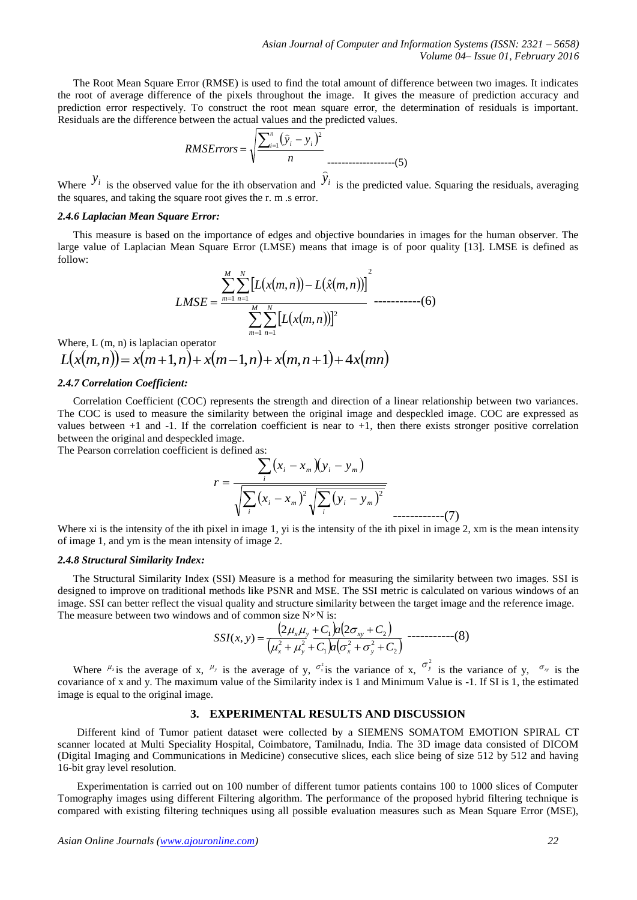The Root Mean Square Error (RMSE) is used to find the total amount of difference between two images. It indicates the root of average difference of the pixels throughout the image. It gives the measure of prediction accuracy and prediction error respectively. To construct the root mean square error, the determination of residuals is important. Residuals are the difference between the actual values and the predicted values.

$$RMSErrors = \sqrt{\frac{\sum_{i=1}^{n}(\bar{y}_i - y_i)^2}{n}} \quad \text{-------------------(5)}$$

Where $y_i$ is the observed value for the ith observation and $\hat{y}_i$ is the predicted value. Squaring the residuals, averaging the squares, and taking the square root gives the r. m .s error.

#### *2.4.6 Laplacian Mean Square Error:*

This measure is based on the importance of edges and objective boundaries in images for the human observer. The large value of Laplacian Mean Square Error (LMSE) means that image is of poor quality [13]. LMSE is defined as follow:

$$LMSE = \frac{\sum_{m=1}^{M}\sum_{n=1}^{N}\left[L(x(m,n)) - L(\hat{x}(m,n))\right]^2}{\sum_{m=1}^{M}\sum_{n=1}^{N}\left[L(x(m,n))\right]^2} \quad \text{-----------(6)}$$

Where, L (m, n) is laplacian operator

$$L(x(m,n)) = x(m+1,n) + x(m-1,n) + x(m,n+1) + 4x(mn)$$

#### *2.4.7 Correlation Coefficient:*

Correlation Coefficient (COC) represents the strength and direction of a linear relationship between two variances. The COC is used to measure the similarity between the original image and despeckled image. COC are expressed as values between +1 and -1. If the correlation coefficient is near to +1, then there exists stronger positive correlation between the original and despeckled image.

The Pearson correlation coefficient is defined as:

$$r = \frac{\sum_i (x_i - x_m)(y_i - y_m)}{\sqrt{\sum_i (x_i - x_m)^2}\sqrt{\sum_i (y_i - y_m)^2}} \quad \text{------------(7)}$$

Where xi is the intensity of the ith pixel in image 1, yi is the intensity of the ith pixel in image 2, xm is the mean intensity of image 1, and ym is the mean intensity of image 2.

#### *2.4.8 Structural Similarity Index:*

The Structural Similarity Index (SSI) Measure is a method for measuring the similarity between two images. SSI is designed to improve on traditional methods like PSNR and MSE. The SSI metric is calculated on various windows of an image. SSI can better reflect the visual quality and structure similarity between the target image and the reference image. The measure between two windows and of common size N×N is:

$$SSI(x,y) = \frac{(2\mu_x\mu_y + C_1)a(2\sigma_{xy} + C_2)}{(\mu_x^2 + \mu_y^2 + C_1)a(\sigma_x^2 + \sigma_y^2 + C_2)} \quad \text{-----------(8)}$$

Where $\mu_x$ is the average of x, $\mu_y$ is the average of y, $\sigma_x^2$ is the variance of x, $\sigma_y^2$ is the variance of y, $\sigma_{xy}$ is the covariance of x and y. The maximum value of the Similarity index is 1 and Minimum Value is -1. If SI is 1, the estimated image is equal to the original image.

## 3. EXPERIMENTAL RESULTS AND DISCUSSION

Different kind of Tumor patient dataset were collected by a SIEMENS SOMATOM EMOTION SPIRAL CT scanner located at Multi Speciality Hospital, Coimbatore, Tamilnadu, India. The 3D image data consisted of DICOM (Digital Imaging and Communications in Medicine) consecutive slices, each slice being of size 512 by 512 and having 16-bit gray level resolution.

Experimentation is carried out on 100 number of different tumor patients contains 100 to 1000 slices of Computer Tomography images using different Filtering algorithm. The performance of the proposed hybrid filtering technique is compared with existing filtering techniques using all possible evaluation measures such as Mean Square Error (MSE),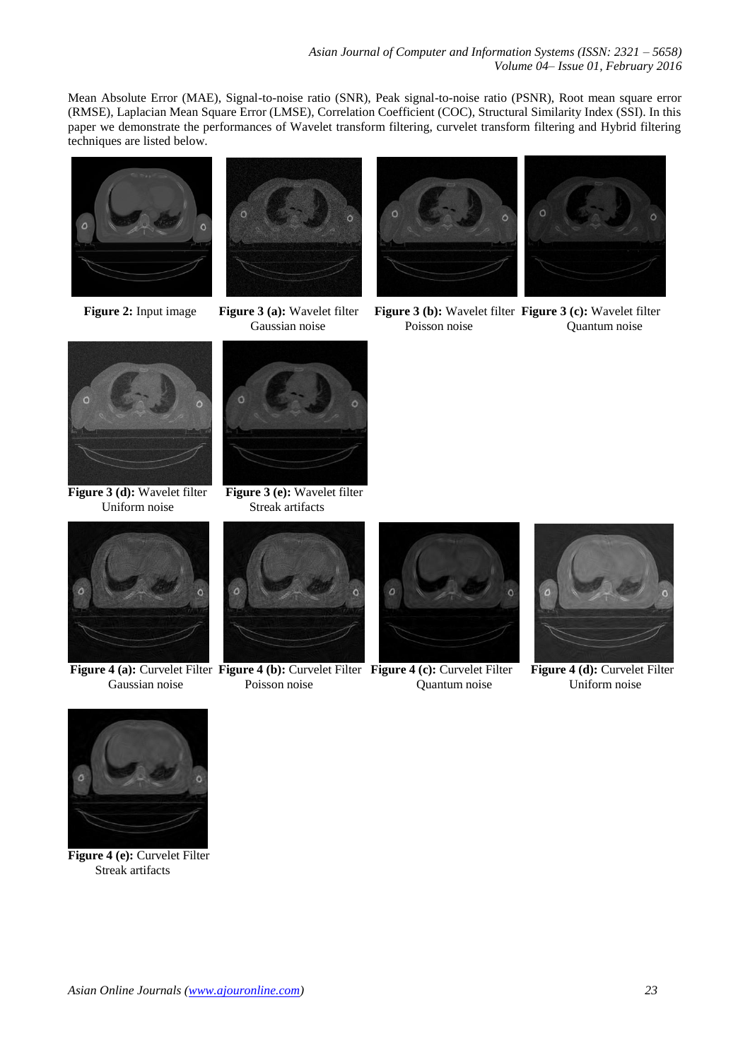Mean Absolute Error (MAE), Signal-to-noise ratio (SNR), Peak signal-to-noise ratio (PSNR), Root mean square error (RMSE), Laplacian Mean Square Error (LMSE), Correlation Coefficient (COC), Structural Similarity Index (SSI). In this paper we demonstrate the performances of Wavelet transform filtering, curvelet transform filtering and Hybrid filtering techniques are listed below.

**Figure 2:** Input image

**Figure 3 (a):** Wavelet filter Gaussian noise

**Figure 3 (b):** Wavelet filter Poisson noise

**Figure 3 (c):** Wavelet filter Quantum noise

**Figure 3 (d):** Wavelet filter Uniform noise

**Figure 3 (e):** Wavelet filter Streak artifacts

**Figure 4 (a):** Curvelet Filter Gaussian noise

**Figure 4 (b):** Curvelet Filter Poisson noise

**Figure 4 (c):** Curvelet Filter Quantum noise

**Figure 4 (d):** Curvelet Filter Uniform noise

**Figure 4 (e):** Curvelet Filter Streak artifacts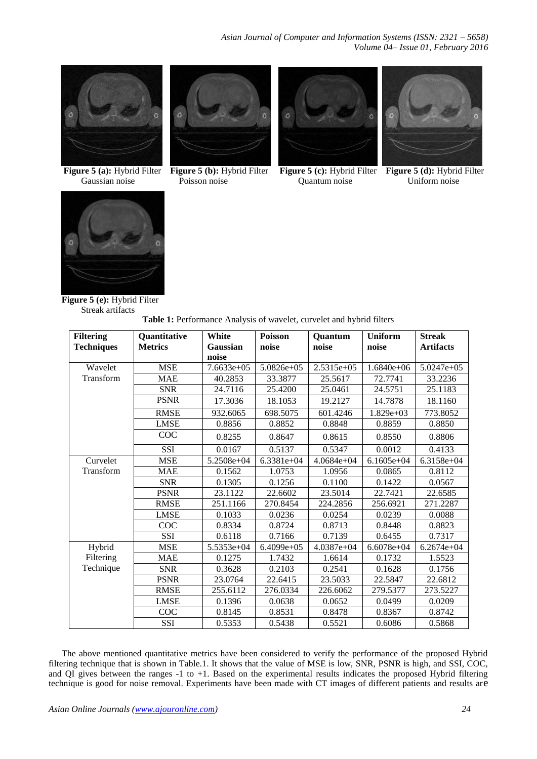**Figure 5 (a):** Hybrid Filter Gaussian noise

**Figure 5 (b):** Hybrid Filter Poisson noise

**Figure 5 (c):** Hybrid Filter Quantum noise

**Figure 5 (d):** Hybrid Filter Uniform noise

**Figure 5 (e):** Hybrid Filter Streak artifacts

**Table 1:** Performance Analysis of wavelet, curvelet and hybrid filters

| Filtering Techniques | Quantitative Metrics | White Gaussian noise | Poisson noise | Quantum noise | Uniform noise | Streak Artifacts |
|---|---|---|---|---|---|---|
| Wavelet Transform | MSE | 7.6633e+05 | 5.0826e+05 | 2.5315e+05 | 1.6840e+06 | 5.0247e+05 |
| | MAE | 40.2853 | 33.3877 | 25.5617 | 72.7741 | 33.2236 |
| | SNR | 24.7116 | 25.4200 | 25.0461 | 24.5751 | 25.1183 |
| | PSNR | 17.3036 | 18.1053 | 19.2127 | 14.7878 | 18.1160 |
| | RMSE | 932.6065 | 698.5075 | 601.4246 | 1.829e+03 | 773.8052 |
| | LMSE | 0.8856 | 0.8852 | 0.8848 | 0.8859 | 0.8850 |
| | COC | 0.8255 | 0.8647 | 0.8615 | 0.8550 | 0.8806 |
| | SSI | 0.0167 | 0.5137 | 0.5347 | 0.0012 | 0.4133 |
| Curvelet Transform | MSE | 5.2508e+04 | 6.3381e+04 | 4.0684e+04 | 6.1605e+04 | 6.3158e+04 |
| | MAE | 0.1562 | 1.0753 | 1.0956 | 0.0865 | 0.8112 |
| | SNR | 0.1305 | 0.1256 | 0.1100 | 0.1422 | 0.0567 |
| | PSNR | 23.1122 | 22.6602 | 23.5014 | 22.7421 | 22.6585 |
| | RMSE | 251.1166 | 270.8454 | 224.2856 | 256.6921 | 271.2287 |
| | LMSE | 0.1033 | 0.0236 | 0.0254 | 0.0239 | 0.0088 |
| | COC | 0.8334 | 0.8724 | 0.8713 | 0.8448 | 0.8823 |
| | SSI | 0.6118 | 0.7166 | 0.7139 | 0.6455 | 0.7317 |
| Hybrid Filtering Technique | MSE | 5.5353e+04 | 6.4099e+05 | 4.0387e+04 | 6.6078e+04 | 6.2674e+04 |
| | MAE | 0.1275 | 1.7432 | 1.6614 | 0.1732 | 1.5523 |
| | SNR | 0.3628 | 0.2103 | 0.2541 | 0.1628 | 0.1756 |
| | PSNR | 23.0764 | 22.6415 | 23.5033 | 22.5847 | 22.6812 |
| | RMSE | 255.6112 | 276.0334 | 226.6062 | 279.5377 | 273.5227 |
| | LMSE | 0.1396 | 0.0638 | 0.0652 | 0.0499 | 0.0209 |
| | COC | 0.8145 | 0.8531 | 0.8478 | 0.8367 | 0.8742 |
| | SSI | 0.5353 | 0.5438 | 0.5521 | 0.6086 | 0.5868 |

The above mentioned quantitative metrics have been considered to verify the performance of the proposed Hybrid filtering technique that is shown in Table.1. It shows that the value of MSE is low, SNR, PSNR is high, and SSI, COC, and QI gives between the ranges -1 to +1. Based on the experimental results indicates the proposed Hybrid filtering technique is good for noise removal. Experiments have been made with CT images of different patients and results are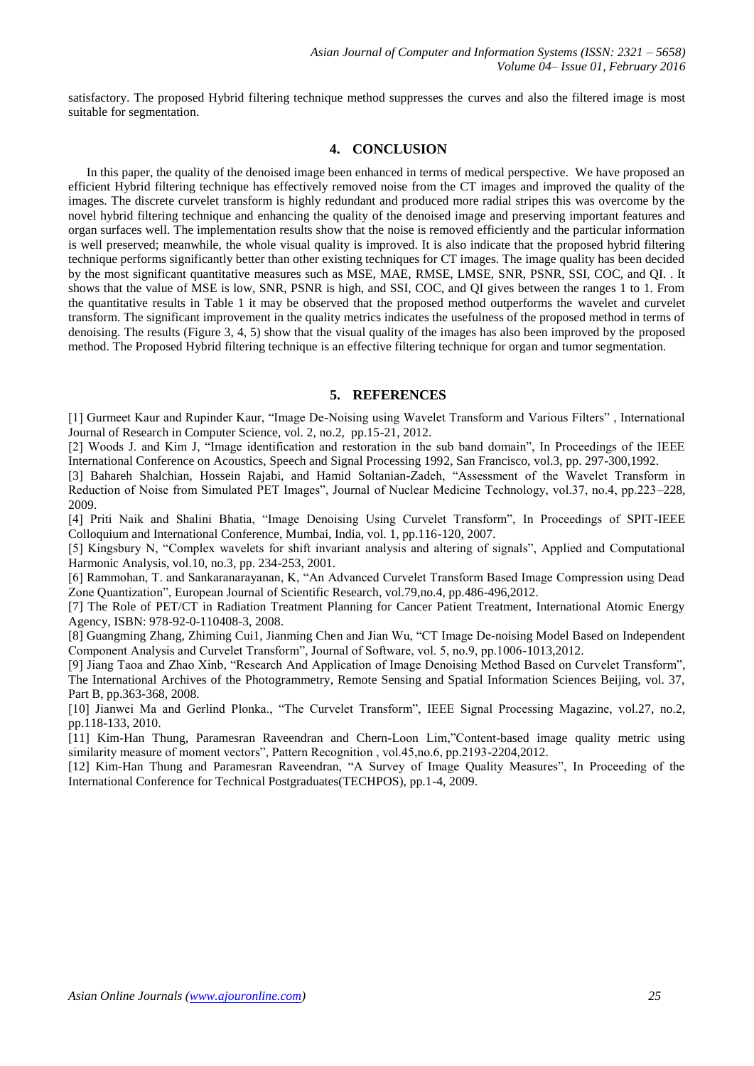satisfactory. The proposed Hybrid filtering technique method suppresses the curves and also the filtered image is most suitable for segmentation.

## 4. CONCLUSION

In this paper, the quality of the denoised image been enhanced in terms of medical perspective. We have proposed an efficient Hybrid filtering technique has effectively removed noise from the CT images and improved the quality of the images. The discrete curvelet transform is highly redundant and produced more radial stripes this was overcome by the novel hybrid filtering technique and enhancing the quality of the denoised image and preserving important features and organ surfaces well. The implementation results show that the noise is removed efficiently and the particular information is well preserved; meanwhile, the whole visual quality is improved. It is also indicate that the proposed hybrid filtering technique performs significantly better than other existing techniques for CT images. The image quality has been decided by the most significant quantitative measures such as MSE, MAE, RMSE, LMSE, SNR, PSNR, SSI, COC, and QI. . It shows that the value of MSE is low, SNR, PSNR is high, and SSI, COC, and QI gives between the ranges 1 to 1. From the quantitative results in Table 1 it may be observed that the proposed method outperforms the wavelet and curvelet transform. The significant improvement in the quality metrics indicates the usefulness of the proposed method in terms of denoising. The results (Figure 3, 4, 5) show that the visual quality of the images has also been improved by the proposed method. The Proposed Hybrid filtering technique is an effective filtering technique for organ and tumor segmentation.

## 5. REFERENCES

[1] Gurmeet Kaur and Rupinder Kaur, "Image De-Noising using Wavelet Transform and Various Filters" , International Journal of Research in Computer Science, vol. 2, no.2, pp.15-21, 2012.

[2] Woods J. and Kim J, "Image identification and restoration in the sub band domain", In Proceedings of the IEEE International Conference on Acoustics, Speech and Signal Processing 1992, San Francisco, vol.3, pp. 297-300,1992.

[3] Bahareh Shalchian, Hossein Rajabi, and Hamid Soltanian-Zadeh, "Assessment of the Wavelet Transform in Reduction of Noise from Simulated PET Images", Journal of Nuclear Medicine Technology, vol.37, no.4, pp.223–228, 2009.

[4] Priti Naik and Shalini Bhatia, "Image Denoising Using Curvelet Transform", In Proceedings of SPIT-IEEE Colloquium and International Conference, Mumbai, India, vol. 1, pp.116-120, 2007.

[5] Kingsbury N, "Complex wavelets for shift invariant analysis and altering of signals", Applied and Computational Harmonic Analysis, vol.10, no.3, pp. 234-253, 2001.

[6] Rammohan, T. and Sankaranarayanan, K, "An Advanced Curvelet Transform Based Image Compression using Dead Zone Quantization", European Journal of Scientific Research, vol.79,no.4, pp.486-496,2012.

[7] The Role of PET/CT in Radiation Treatment Planning for Cancer Patient Treatment, International Atomic Energy Agency, ISBN: 978-92-0-110408-3, 2008.

[8] Guangming Zhang, Zhiming Cui1, Jianming Chen and Jian Wu, "CT Image De-noising Model Based on Independent Component Analysis and Curvelet Transform", Journal of Software, vol. 5, no.9, pp.1006-1013,2012.

[9] Jiang Taoa and Zhao Xinb, "Research And Application of Image Denoising Method Based on Curvelet Transform", The International Archives of the Photogrammetry, Remote Sensing and Spatial Information Sciences Beijing, vol. 37, Part B, pp.363-368, 2008.

[10] Jianwei Ma and Gerlind Plonka., "The Curvelet Transform", IEEE Signal Processing Magazine, vol.27, no.2, pp.118-133, 2010.

[11] Kim-Han Thung, Paramesran Raveendran and Chern-Loon Lim,"Content-based image quality metric using similarity measure of moment vectors", Pattern Recognition , vol.45,no.6, pp.2193-2204,2012.

[12] Kim-Han Thung and Paramesran Raveendran, "A Survey of Image Quality Measures", In Proceeding of the International Conference for Technical Postgraduates(TECHPOS), pp.1-4, 2009.